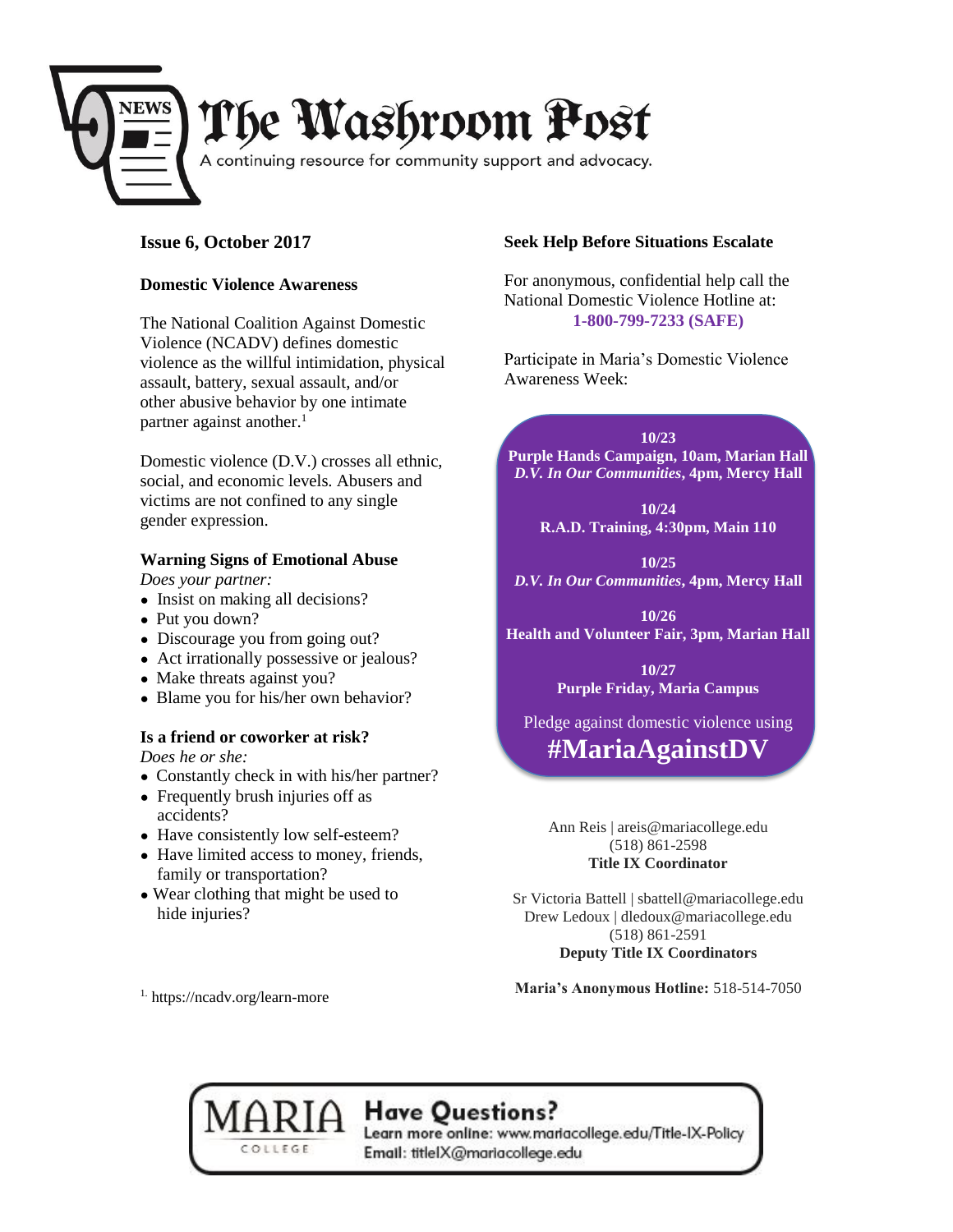# The Washroom Post

A continuing resource for community support and advocacy.

## Issue 6, October 2017

### Domestic Violence Awareness

The National Coalition Against Domestic Violence (NCADV) defines domestic violence as the willful intimidation, physical assault, battery, sexual assault, and/or other abusive behavior by one intimate partner against another.[1]

Domestic violence (D.V.) crosses all ethnic, social, and economic levels. Abusers and victims are not confined to any single gender expression.

### Warning Signs of Emotional Abuse

*Does your partner:*

- Insist on making all decisions?
- Put you down?
- Discourage you from going out?
- Act irrationally possessive or jealous?
- Make threats against you?
- Blame you for his/her own behavior?

### Is a friend or coworker at risk?

*Does he or she:*

- Constantly check in with his/her partner?
- Frequently brush injuries off as accidents?
- Have consistently low self-esteem?
- Have limited access to money, friends, family or transportation?
- Wear clothing that might be used to hide injuries?

[1] https://ncadv.org/learn-more

### Seek Help Before Situations Escalate

For anonymous, confidential help call the National Domestic Violence Hotline at:
**1-800-799-7233 (SAFE)**

Participate in Maria's Domestic Violence Awareness Week:

**10/23**
**Purple Hands Campaign, 10am, Marian Hall**
***D.V. In Our Communities*, 4pm, Mercy Hall**

**10/24**
**R.A.D. Training, 4:30pm, Main 110**

**10/25**
***D.V. In Our Communities*, 4pm, Mercy Hall**

**10/26**
**Health and Volunteer Fair, 3pm, Marian Hall**

**10/27**
**Purple Friday, Maria Campus**

Pledge against domestic violence using
**#MariaAgainstDV**

Ann Reis | areis@mariacollege.edu
(518) 861-2598
**Title IX Coordinator**

Sr Victoria Battell | sbattell@mariacollege.edu
Drew Ledoux | dledoux@mariacollege.edu
(518) 861-2591
**Deputy Title IX Coordinators**

**Maria's Anonymous Hotline:** 518-514-7050

MARIA COLLEGE

**Have Questions?**
Learn more online: www.mariacollege.edu/Title-IX-Policy
Email: titleIX@mariacollege.edu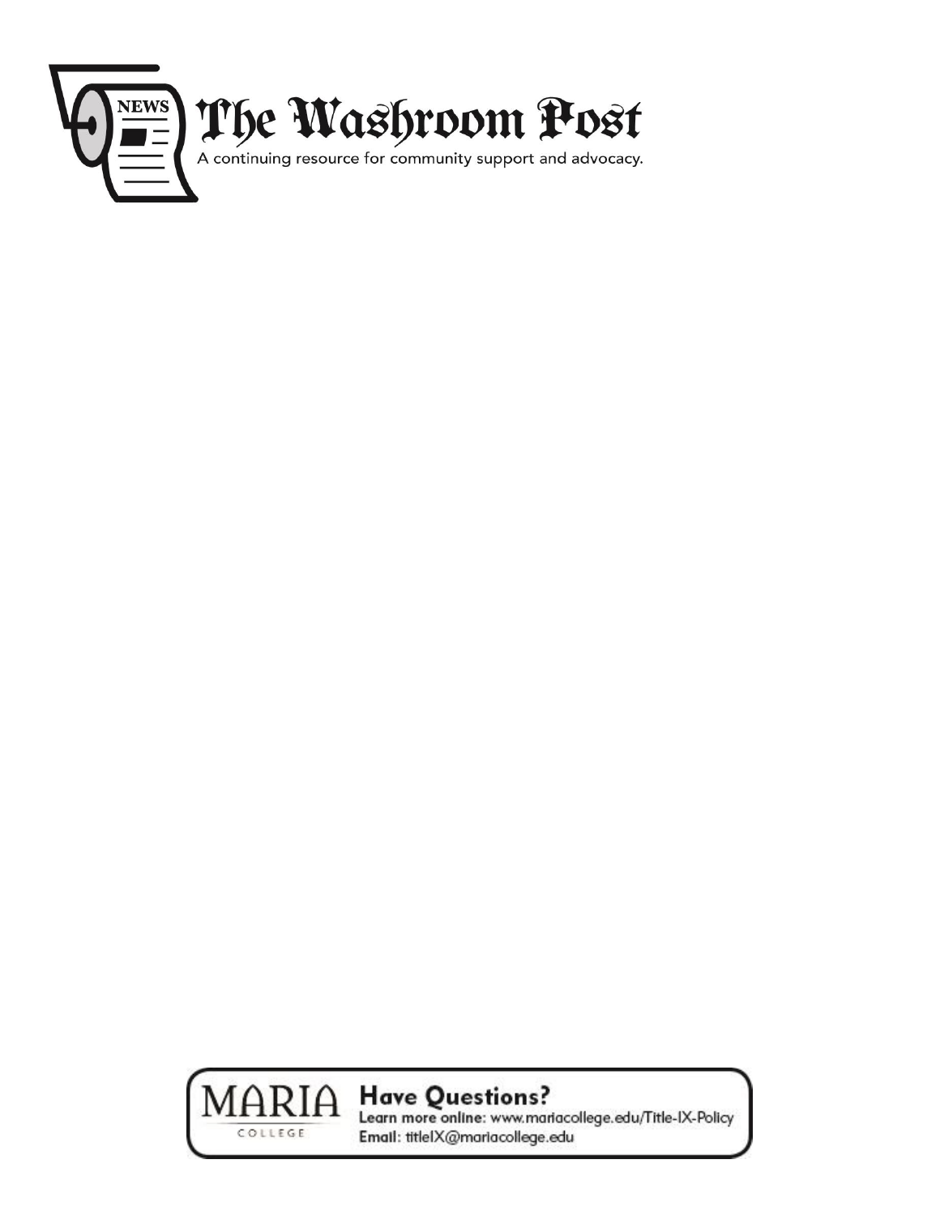# The Washroom Post

A continuing resource for community support and advocacy.

MARIA COLLEGE

**Have Questions?**

Learn more online: www.mariacollege.edu/Title-IX-Policy

Email: titleIX@mariacollege.edu